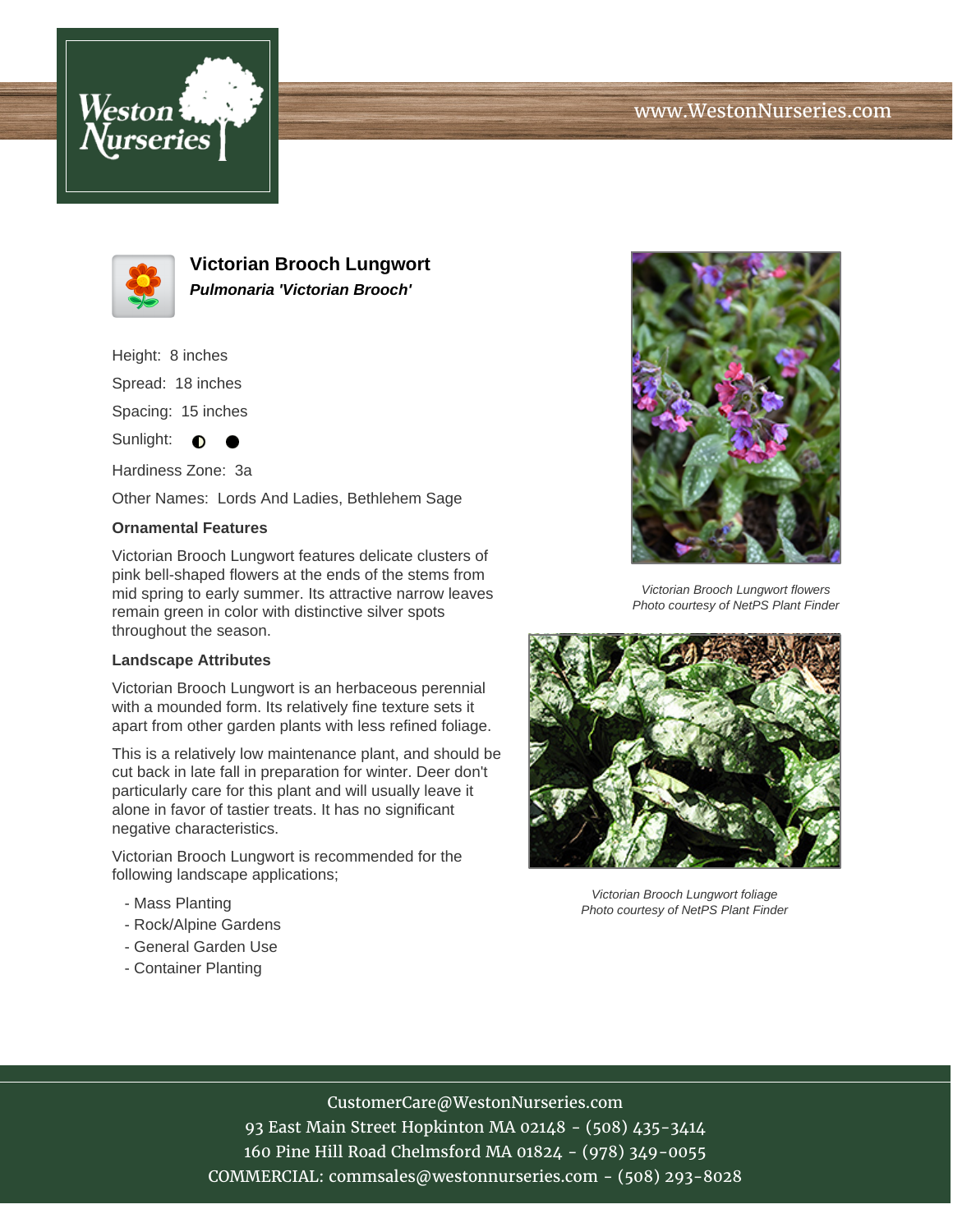# Victorian Brooch Lungwort

***Pulmonaria 'Victorian Brooch'***

Height: 8 inches

Spread: 18 inches

Spacing: 15 inches

Sunlight: ◐ ●

Hardiness Zone: 3a

Other Names: Lords And Ladies, Bethlehem Sage

### Ornamental Features

Victorian Brooch Lungwort features delicate clusters of pink bell-shaped flowers at the ends of the stems from mid spring to early summer. Its attractive narrow leaves remain green in color with distinctive silver spots throughout the season.

### Landscape Attributes

Victorian Brooch Lungwort is an herbaceous perennial with a mounded form. Its relatively fine texture sets it apart from other garden plants with less refined foliage.

This is a relatively low maintenance plant, and should be cut back in late fall in preparation for winter. Deer don't particularly care for this plant and will usually leave it alone in favor of tastier treats. It has no significant negative characteristics.

Victorian Brooch Lungwort is recommended for the following landscape applications;

- Mass Planting
- Rock/Alpine Gardens
- General Garden Use
- Container Planting

*Victorian Brooch Lungwort flowers*
*Photo courtesy of NetPS Plant Finder*

*Victorian Brooch Lungwort foliage*
*Photo courtesy of NetPS Plant Finder*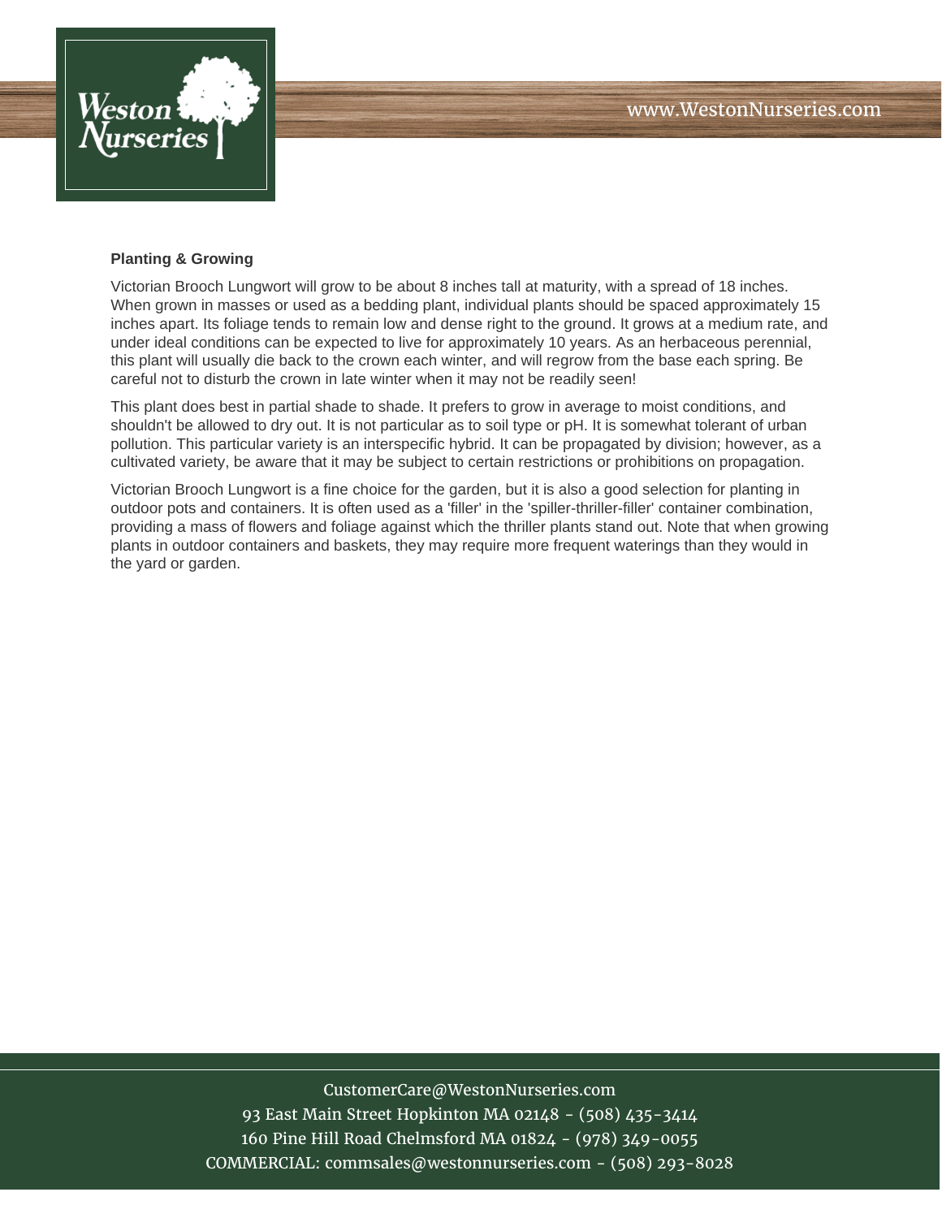### Planting & Growing

Victorian Brooch Lungwort will grow to be about 8 inches tall at maturity, with a spread of 18 inches. When grown in masses or used as a bedding plant, individual plants should be spaced approximately 15 inches apart. Its foliage tends to remain low and dense right to the ground. It grows at a medium rate, and under ideal conditions can be expected to live for approximately 10 years. As an herbaceous perennial, this plant will usually die back to the crown each winter, and will regrow from the base each spring. Be careful not to disturb the crown in late winter when it may not be readily seen!

This plant does best in partial shade to shade. It prefers to grow in average to moist conditions, and shouldn't be allowed to dry out. It is not particular as to soil type or pH. It is somewhat tolerant of urban pollution. This particular variety is an interspecific hybrid. It can be propagated by division; however, as a cultivated variety, be aware that it may be subject to certain restrictions or prohibitions on propagation.

Victorian Brooch Lungwort is a fine choice for the garden, but it is also a good selection for planting in outdoor pots and containers. It is often used as a 'filler' in the 'spiller-thriller-filler' container combination, providing a mass of flowers and foliage against which the thriller plants stand out. Note that when growing plants in outdoor containers and baskets, they may require more frequent waterings than they would in the yard or garden.